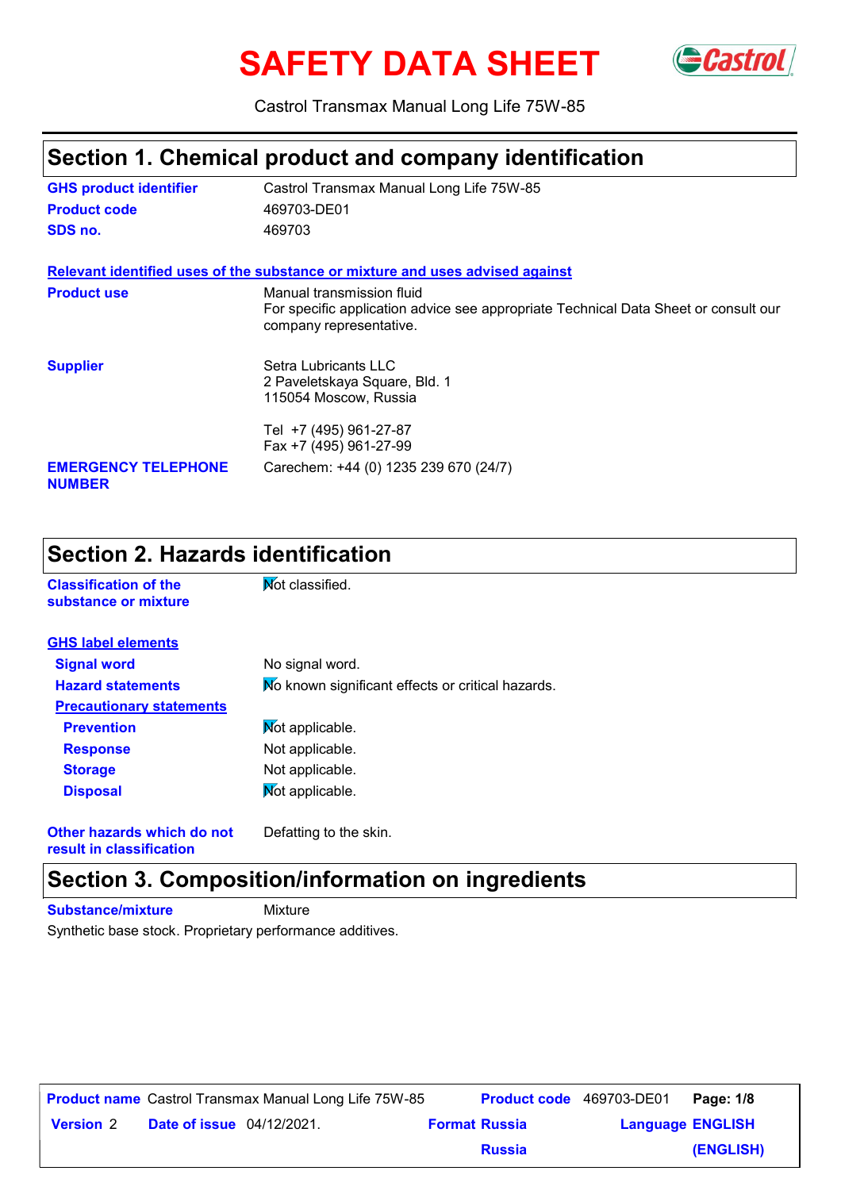# SAFETY DATA SHEET

Castrol Transmax Manual Long Life 75W-85

## Section 1. Chemical product and company identification

**GHS product identifier** Castrol Transmax Manual Long Life 75W-85

**Product code** 469703-DE01

**SDS no.** 469703

**Relevant identified uses of the substance or mixture and uses advised against**

**Product use** Manual transmission fluid
For specific application advice see appropriate Technical Data Sheet or consult our company representative.

**Supplier** Setra Lubricants LLC
2 Paveletskaya Square, Bld. 1
115054 Moscow, Russia

Tel +7 (495) 961-27-87
Fax +7 (495) 961-27-99

**EMERGENCY TELEPHONE NUMBER** Carechem: +44 (0) 1235 239 670 (24/7)

## Section 2. Hazards identification

**Classification of the substance or mixture** Not classified.

**GHS label elements**

**Signal word** No signal word.

**Hazard statements** No known significant effects or critical hazards.

**Precautionary statements**

**Prevention** Not applicable.

**Response** Not applicable.

**Storage** Not applicable.

**Disposal** Not applicable.

**Other hazards which do not result in classification** Defatting to the skin.

## Section 3. Composition/information on ingredients

**Substance/mixture** Mixture

Synthetic base stock. Proprietary performance additives.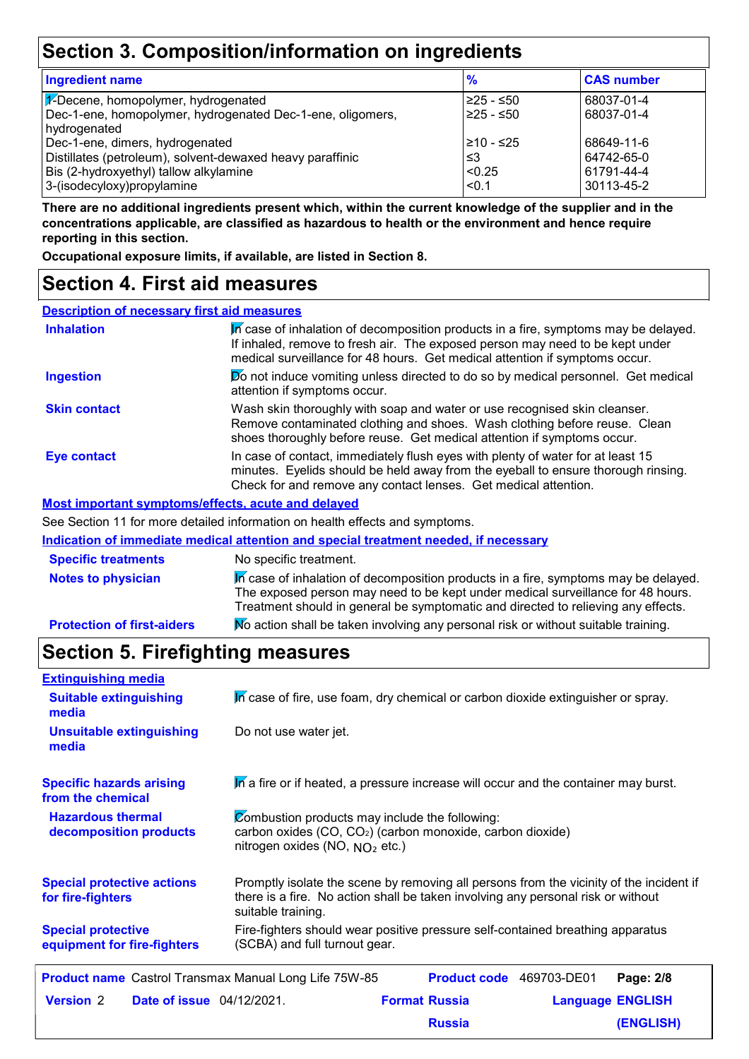## Section 3. Composition/information on ingredients

| Ingredient name | % | CAS number |
|---|---|---|
| 1-Decene, homopolymer, hydrogenated | ≥25 - ≤50 | 68037-01-4 |
| Dec-1-ene, homopolymer, hydrogenated Dec-1-ene, oligomers, hydrogenated | ≥25 - ≤50 | 68037-01-4 |
| Dec-1-ene, dimers, hydrogenated | ≥10 - ≤25 | 68649-11-6 |
| Distillates (petroleum), solvent-dewaxed heavy paraffinic | ≤3 | 64742-65-0 |
| Bis (2-hydroxyethyl) tallow alkylamine | <0.25 | 61791-44-4 |
| 3-(isodecyloxy)propylamine | <0.1 | 30113-45-2 |

**There are no additional ingredients present which, within the current knowledge of the supplier and in the concentrations applicable, are classified as hazardous to health or the environment and hence require reporting in this section.**

**Occupational exposure limits, if available, are listed in Section 8.**

## Section 4. First aid measures

### Description of necessary first aid measures

**Inhalation**: In case of inhalation of decomposition products in a fire, symptoms may be delayed. If inhaled, remove to fresh air. The exposed person may need to be kept under medical surveillance for 48 hours. Get medical attention if symptoms occur.

**Ingestion**: Do not induce vomiting unless directed to do so by medical personnel. Get medical attention if symptoms occur.

**Skin contact**: Wash skin thoroughly with soap and water or use recognised skin cleanser. Remove contaminated clothing and shoes. Wash clothing before reuse. Clean shoes thoroughly before reuse. Get medical attention if symptoms occur.

**Eye contact**: In case of contact, immediately flush eyes with plenty of water for at least 15 minutes. Eyelids should be held away from the eyeball to ensure thorough rinsing. Check for and remove any contact lenses. Get medical attention.

### Most important symptoms/effects, acute and delayed

See Section 11 for more detailed information on health effects and symptoms.

### Indication of immediate medical attention and special treatment needed, if necessary

**Specific treatments**: No specific treatment.

**Notes to physician**: In case of inhalation of decomposition products in a fire, symptoms may be delayed. The exposed person may need to be kept under medical surveillance for 48 hours. Treatment should in general be symptomatic and directed to relieving any effects.

**Protection of first-aiders**: No action shall be taken involving any personal risk or without suitable training.

## Section 5. Firefighting measures

### Extinguishing media

**Suitable extinguishing media**: In case of fire, use foam, dry chemical or carbon dioxide extinguisher or spray.

**Unsuitable extinguishing media**: Do not use water jet.

**Specific hazards arising from the chemical**: In a fire or if heated, a pressure increase will occur and the container may burst.

**Hazardous thermal decomposition products**: Combustion products may include the following:
carbon oxides (CO, $CO_2$) (carbon monoxide, carbon dioxide)
nitrogen oxides (NO, $NO_2$ etc.)

**Special protective actions for fire-fighters**: Promptly isolate the scene by removing all persons from the vicinity of the incident if there is a fire. No action shall be taken involving any personal risk or without suitable training.

**Special protective equipment for fire-fighters**: Fire-fighters should wear positive pressure self-contained breathing apparatus (SCBA) and full turnout gear.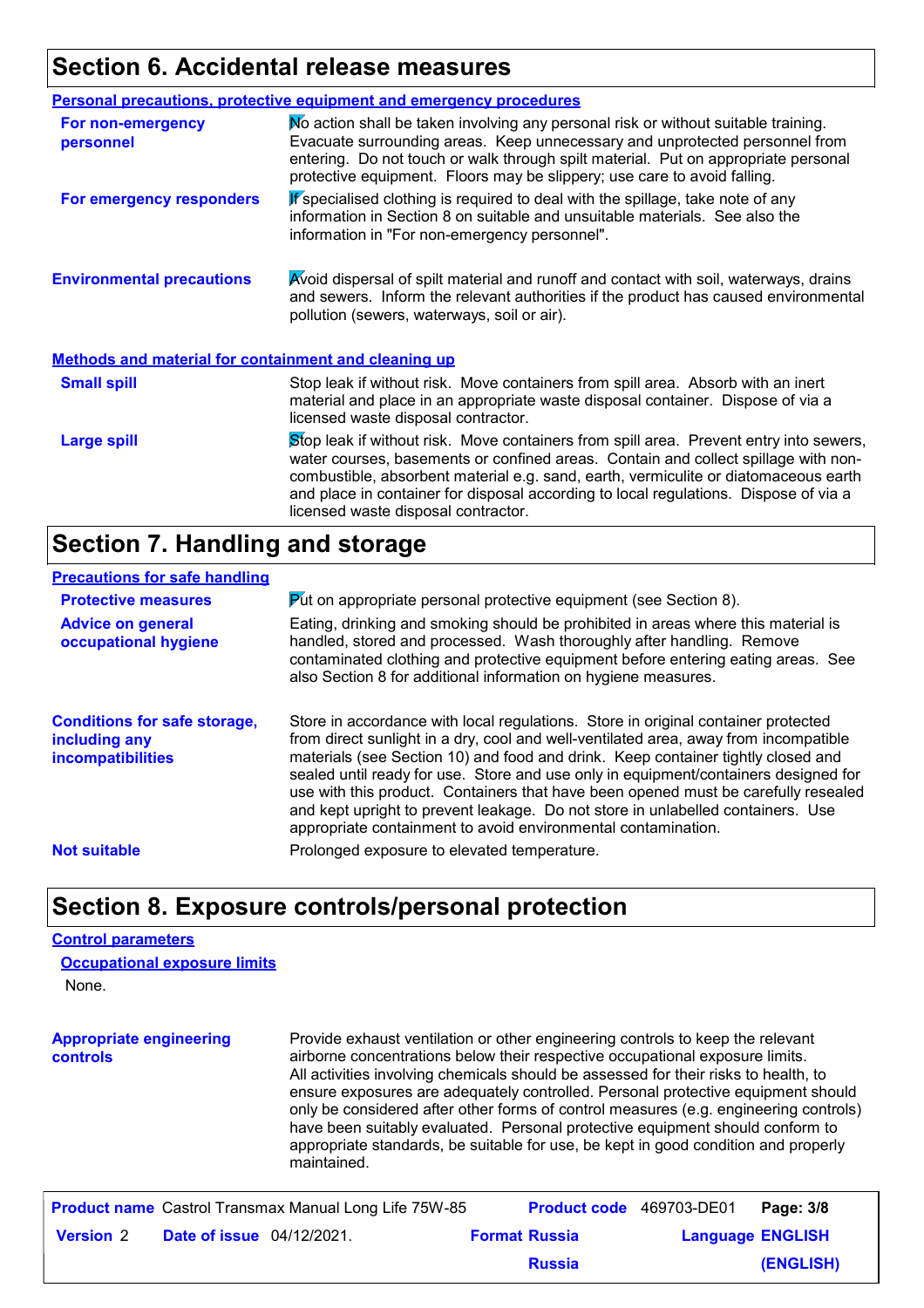## Section 6. Accidental release measures

**Personal precautions, protective equipment and emergency procedures**

**For non-emergency personnel**

No action shall be taken involving any personal risk or without suitable training. Evacuate surrounding areas. Keep unnecessary and unprotected personnel from entering. Do not touch or walk through spilt material. Put on appropriate personal protective equipment. Floors may be slippery; use care to avoid falling.

**For emergency responders**

If specialised clothing is required to deal with the spillage, take note of any information in Section 8 on suitable and unsuitable materials. See also the information in "For non-emergency personnel".

**Environmental precautions**

Avoid dispersal of spilt material and runoff and contact with soil, waterways, drains and sewers. Inform the relevant authorities if the product has caused environmental pollution (sewers, waterways, soil or air).

**Methods and material for containment and cleaning up**

**Small spill**

Stop leak if without risk. Move containers from spill area. Absorb with an inert material and place in an appropriate waste disposal container. Dispose of via a licensed waste disposal contractor.

**Large spill**

Stop leak if without risk. Move containers from spill area. Prevent entry into sewers, water courses, basements or confined areas. Contain and collect spillage with non-combustible, absorbent material e.g. sand, earth, vermiculite or diatomaceous earth and place in container for disposal according to local regulations. Dispose of via a licensed waste disposal contractor.

## Section 7. Handling and storage

**Precautions for safe handling**

**Protective measures**

Put on appropriate personal protective equipment (see Section 8).

**Advice on general occupational hygiene**

Eating, drinking and smoking should be prohibited in areas where this material is handled, stored and processed. Wash thoroughly after handling. Remove contaminated clothing and protective equipment before entering eating areas. See also Section 8 for additional information on hygiene measures.

**Conditions for safe storage, including any incompatibilities**

Store in accordance with local regulations. Store in original container protected from direct sunlight in a dry, cool and well-ventilated area, away from incompatible materials (see Section 10) and food and drink. Keep container tightly closed and sealed until ready for use. Store and use only in equipment/containers designed for use with this product. Containers that have been opened must be carefully resealed and kept upright to prevent leakage. Do not store in unlabelled containers. Use appropriate containment to avoid environmental contamination.

**Not suitable**

Prolonged exposure to elevated temperature.

## Section 8. Exposure controls/personal protection

**Control parameters**

**Occupational exposure limits**

None.

**Appropriate engineering controls**

Provide exhaust ventilation or other engineering controls to keep the relevant airborne concentrations below their respective occupational exposure limits. All activities involving chemicals should be assessed for their risks to health, to ensure exposures are adequately controlled. Personal protective equipment should only be considered after other forms of control measures (e.g. engineering controls) have been suitably evaluated. Personal protective equipment should conform to appropriate standards, be suitable for use, be kept in good condition and properly maintained.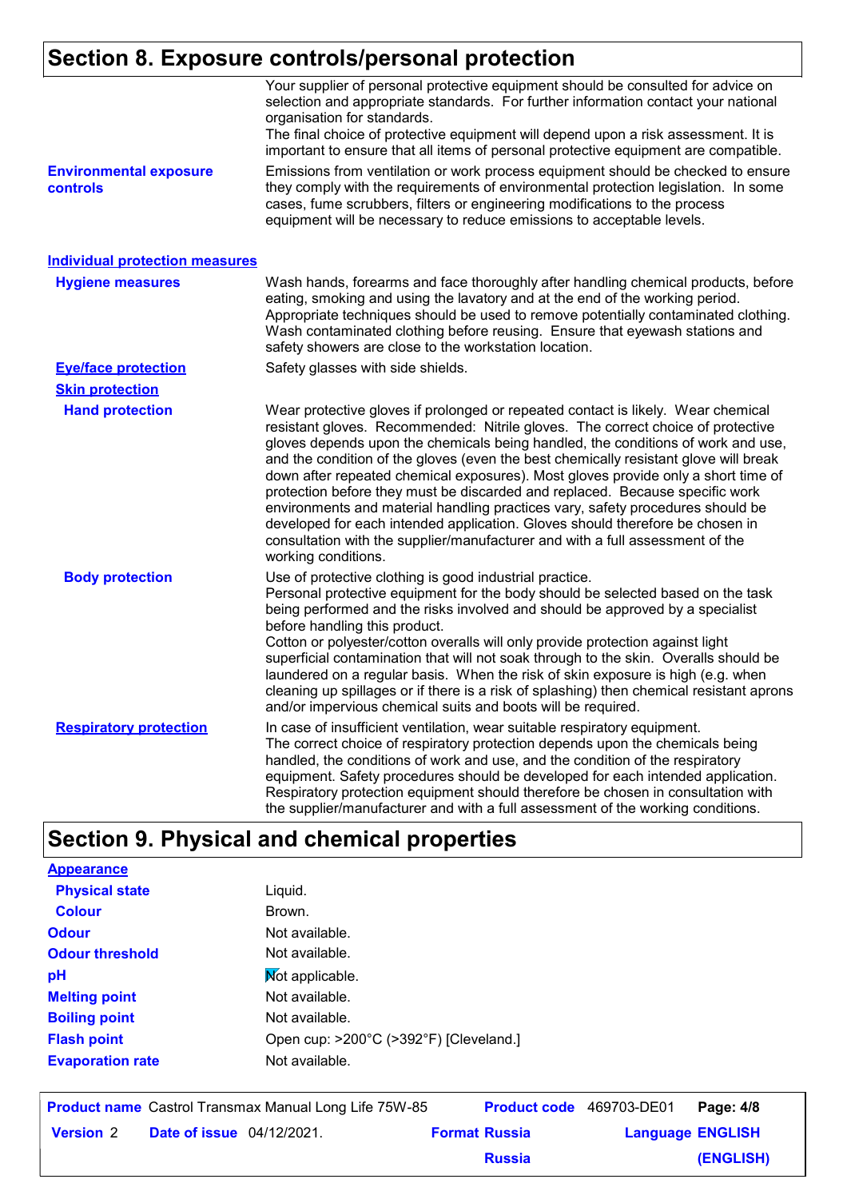## Section 8. Exposure controls/personal protection

Your supplier of personal protective equipment should be consulted for advice on selection and appropriate standards. For further information contact your national organisation for standards.
The final choice of protective equipment will depend upon a risk assessment. It is important to ensure that all items of personal protective equipment are compatible.

**Environmental exposure controls**
Emissions from ventilation or work process equipment should be checked to ensure they comply with the requirements of environmental protection legislation. In some cases, fume scrubbers, filters or engineering modifications to the process equipment will be necessary to reduce emissions to acceptable levels.

### Individual protection measures

**Hygiene measures**
Wash hands, forearms and face thoroughly after handling chemical products, before eating, smoking and using the lavatory and at the end of the working period. Appropriate techniques should be used to remove potentially contaminated clothing. Wash contaminated clothing before reusing. Ensure that eyewash stations and safety showers are close to the workstation location.

**Eye/face protection**
Safety glasses with side shields.

**Skin protection**

**Hand protection**
Wear protective gloves if prolonged or repeated contact is likely. Wear chemical resistant gloves. Recommended: Nitrile gloves. The correct choice of protective gloves depends upon the chemicals being handled, the conditions of work and use, and the condition of the gloves (even the best chemically resistant glove will break down after repeated chemical exposures). Most gloves provide only a short time of protection before they must be discarded and replaced. Because specific work environments and material handling practices vary, safety procedures should be developed for each intended application. Gloves should therefore be chosen in consultation with the supplier/manufacturer and with a full assessment of the working conditions.

**Body protection**
Use of protective clothing is good industrial practice.
Personal protective equipment for the body should be selected based on the task being performed and the risks involved and should be approved by a specialist before handling this product.
Cotton or polyester/cotton overalls will only provide protection against light superficial contamination that will not soak through to the skin. Overalls should be laundered on a regular basis. When the risk of skin exposure is high (e.g. when cleaning up spillages or if there is a risk of splashing) then chemical resistant aprons and/or impervious chemical suits and boots will be required.

**Respiratory protection**
In case of insufficient ventilation, wear suitable respiratory equipment.
The correct choice of respiratory protection depends upon the chemicals being handled, the conditions of work and use, and the condition of the respiratory equipment. Safety procedures should be developed for each intended application. Respiratory protection equipment should therefore be chosen in consultation with the supplier/manufacturer and with a full assessment of the working conditions.

## Section 9. Physical and chemical properties

**Appearance**

| | |
|---|---|
| **Physical state** | Liquid. |
| **Colour** | Brown. |
| **Odour** | Not available. |
| **Odour threshold** | Not available. |
| **pH** | Not applicable. |
| **Melting point** | Not available. |
| **Boiling point** | Not available. |
| **Flash point** | Open cup: >200°C (>392°F) [Cleveland.] |
| **Evaporation rate** | Not available. |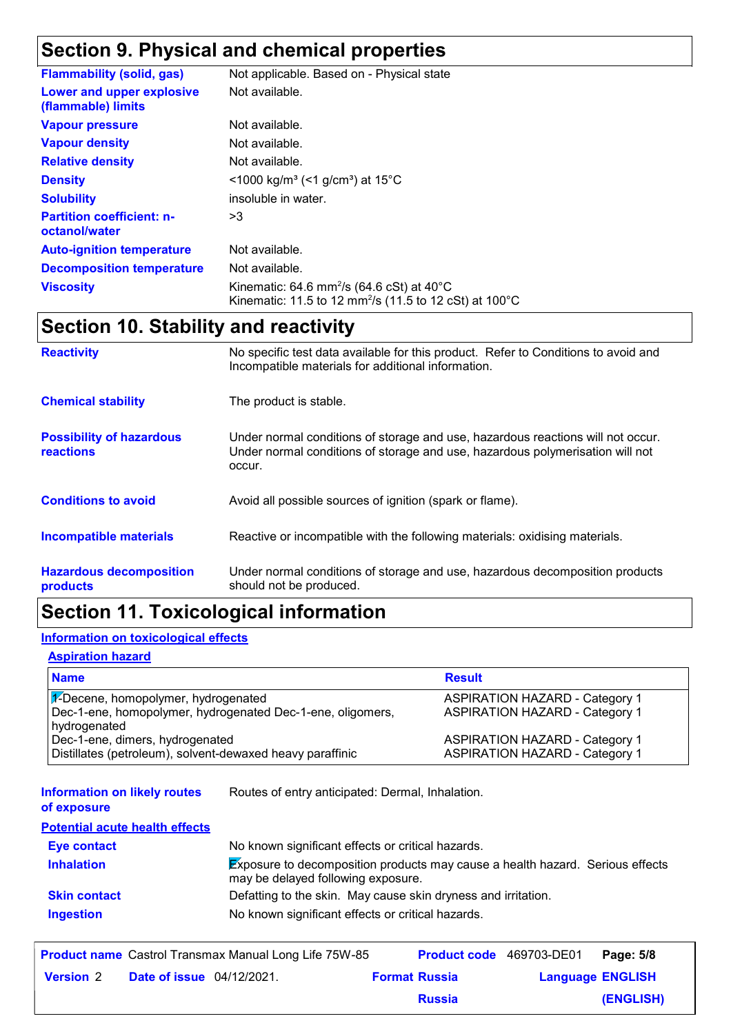## Section 9. Physical and chemical properties

| | |
|---|---|
| **Flammability (solid, gas)** | Not applicable. Based on - Physical state |
| **Lower and upper explosive (flammable) limits** | Not available. |
| **Vapour pressure** | Not available. |
| **Vapour density** | Not available. |
| **Relative density** | Not available. |
| **Density** | <1000 kg/m³ (<1 g/cm³) at 15°C |
| **Solubility** | insoluble in water. |
| **Partition coefficient: n-octanol/water** | >3 |
| **Auto-ignition temperature** | Not available. |
| **Decomposition temperature** | Not available. |
| **Viscosity** | Kinematic: 64.6 $mm^2/s$ (64.6 cSt) at 40°C<br>Kinematic: 11.5 to 12 $mm^2/s$ (11.5 to 12 cSt) at 100°C |

## Section 10. Stability and reactivity

| | |
|---|---|
| **Reactivity** | No specific test data available for this product. Refer to Conditions to avoid and Incompatible materials for additional information. |
| **Chemical stability** | The product is stable. |
| **Possibility of hazardous reactions** | Under normal conditions of storage and use, hazardous reactions will not occur.<br>Under normal conditions of storage and use, hazardous polymerisation will not occur. |
| **Conditions to avoid** | Avoid all possible sources of ignition (spark or flame). |
| **Incompatible materials** | Reactive or incompatible with the following materials: oxidising materials. |
| **Hazardous decomposition products** | Under normal conditions of storage and use, hazardous decomposition products should not be produced. |

## Section 11. Toxicological information

### Information on toxicological effects

#### Aspiration hazard

| Name | Result |
|---|---|
| 1-Decene, homopolymer, hydrogenated | ASPIRATION HAZARD - Category 1 |
| Dec-1-ene, homopolymer, hydrogenated Dec-1-ene, oligomers, hydrogenated | ASPIRATION HAZARD - Category 1 |
| Dec-1-ene, dimers, hydrogenated | ASPIRATION HAZARD - Category 1 |
| Distillates (petroleum), solvent-dewaxed heavy paraffinic | ASPIRATION HAZARD - Category 1 |

| | |
|---|---|
| **Information on likely routes of exposure** | Routes of entry anticipated: Dermal, Inhalation. |

#### Potential acute health effects

| | |
|---|---|
| **Eye contact** | No known significant effects or critical hazards. |
| **Inhalation** | Exposure to decomposition products may cause a health hazard. Serious effects may be delayed following exposure. |
| **Skin contact** | Defatting to the skin. May cause skin dryness and irritation. |
| **Ingestion** | No known significant effects or critical hazards. |

| | | | |
|---|---|---|---|
| **Product name** Castrol Transmax Manual Long Life 75W-85 | | **Product code** 469703-DE01 | |
| **Version** 2 | **Date of issue** 04/12/2021. | **Format** Russia<br>Russia | **Language** ENGLISH<br>(ENGLISH) |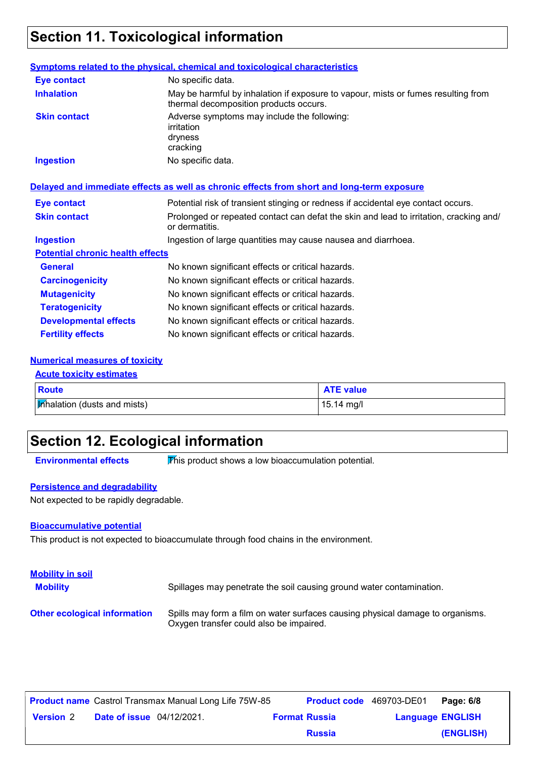# Section 11. Toxicological information

### Symptoms related to the physical, chemical and toxicological characteristics

**Eye contact**: No specific data.

**Inhalation**: May be harmful by inhalation if exposure to vapour, mists or fumes resulting from thermal decomposition products occurs.

**Skin contact**: Adverse symptoms may include the following:
irritation
dryness
cracking

**Ingestion**: No specific data.

### Delayed and immediate effects as well as chronic effects from short and long-term exposure

**Eye contact**: Potential risk of transient stinging or redness if accidental eye contact occurs.

**Skin contact**: Prolonged or repeated contact can defat the skin and lead to irritation, cracking and/or dermatitis.

**Ingestion**: Ingestion of large quantities may cause nausea and diarrhoea.

#### Potential chronic health effects

**General**: No known significant effects or critical hazards.

**Carcinogenicity**: No known significant effects or critical hazards.

**Mutagenicity**: No known significant effects or critical hazards.

**Teratogenicity**: No known significant effects or critical hazards.

**Developmental effects**: No known significant effects or critical hazards.

**Fertility effects**: No known significant effects or critical hazards.

### Numerical measures of toxicity

#### Acute toxicity estimates

| Route | ATE value |
|---|---|
| Inhalation (dusts and mists) | 15.14 mg/l |

# Section 12. Ecological information

**Environmental effects**: This product shows a low bioaccumulation potential.

### Persistence and degradability

Not expected to be rapidly degradable.

### Bioaccumulative potential

This product is not expected to bioaccumulate through food chains in the environment.

### Mobility in soil

**Mobility**: Spillages may penetrate the soil causing ground water contamination.

**Other ecological information**: Spills may form a film on water surfaces causing physical damage to organisms. Oxygen transfer could also be impaired.

| **Product name** Castrol Transmax Manual Long Life 75W-85 | **Product code** 469703-DE01 | **Page: 6/8** |
|---|---|---|
| **Version** 2 **Date of issue** 04/12/2021. | **Format** Russia Russia | **Language** ENGLISH (ENGLISH) |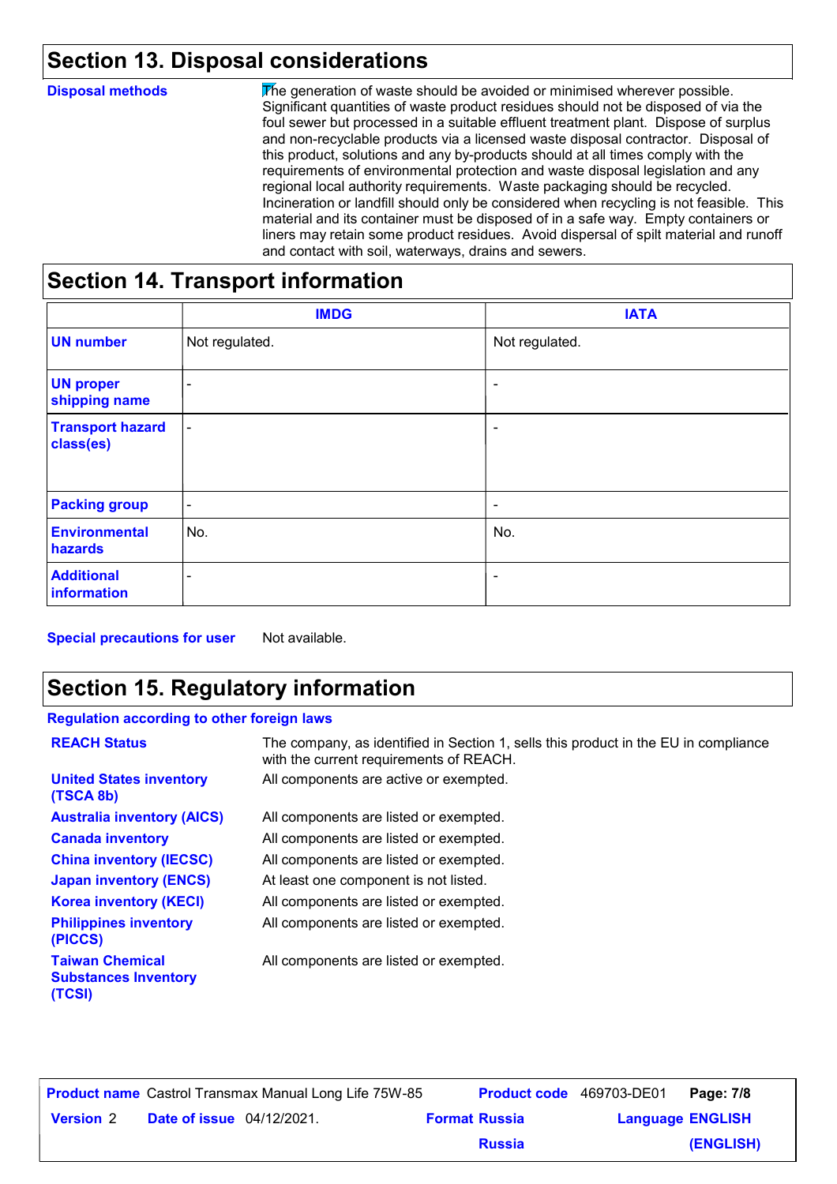## Section 13. Disposal considerations

**Disposal methods**

The generation of waste should be avoided or minimised wherever possible. Significant quantities of waste product residues should not be disposed of via the foul sewer but processed in a suitable effluent treatment plant. Dispose of surplus and non-recyclable products via a licensed waste disposal contractor. Disposal of this product, solutions and any by-products should at all times comply with the requirements of environmental protection and waste disposal legislation and any regional local authority requirements. Waste packaging should be recycled. Incineration or landfill should only be considered when recycling is not feasible. This material and its container must be disposed of in a safe way. Empty containers or liners may retain some product residues. Avoid dispersal of spilt material and runoff and contact with soil, waterways, drains and sewers.

## Section 14. Transport information

| | IMDG | IATA |
|---|---|---|
| **UN number** | Not regulated. | Not regulated. |
| **UN proper shipping name** | - | - |
| **Transport hazard class(es)** | - | - |
| **Packing group** | - | - |
| **Environmental hazards** | No. | No. |
| **Additional information** | - | - |

**Special precautions for user** Not available.

## Section 15. Regulatory information

**Regulation according to other foreign laws**

| | |
|---|---|
| **REACH Status** | The company, as identified in Section 1, sells this product in the EU in compliance with the current requirements of REACH. |
| **United States inventory (TSCA 8b)** | All components are active or exempted. |
| **Australia inventory (AICS)** | All components are listed or exempted. |
| **Canada inventory** | All components are listed or exempted. |
| **China inventory (IECSC)** | All components are listed or exempted. |
| **Japan inventory (ENCS)** | At least one component is not listed. |
| **Korea inventory (KECI)** | All components are listed or exempted. |
| **Philippines inventory (PICCS)** | All components are listed or exempted. |
| **Taiwan Chemical Substances Inventory (TCSI)** | All components are listed or exempted. |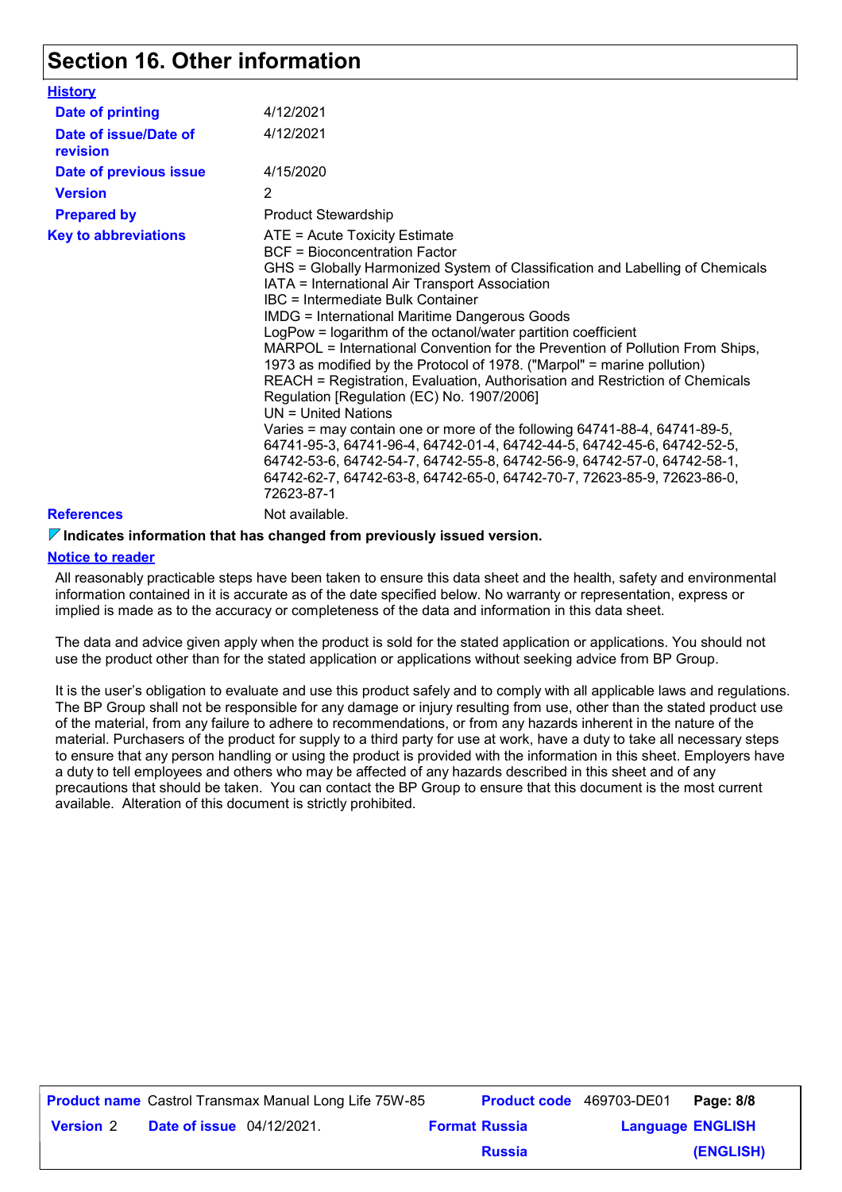# Section 16. Other information

**History**

| | |
|---|---|
| **Date of printing** | 4/12/2021 |
| **Date of issue/Date of revision** | 4/12/2021 |
| **Date of previous issue** | 4/15/2020 |
| **Version** | 2 |
| **Prepared by** | Product Stewardship |

**Key to abbreviations**

ATE = Acute Toxicity Estimate
BCF = Bioconcentration Factor
GHS = Globally Harmonized System of Classification and Labelling of Chemicals
IATA = International Air Transport Association
IBC = Intermediate Bulk Container
IMDG = International Maritime Dangerous Goods
LogPow = logarithm of the octanol/water partition coefficient
MARPOL = International Convention for the Prevention of Pollution From Ships, 1973 as modified by the Protocol of 1978. ("Marpol" = marine pollution)
REACH = Registration, Evaluation, Authorisation and Restriction of Chemicals Regulation [Regulation (EC) No. 1907/2006]
UN = United Nations
Varies = may contain one or more of the following 64741-88-4, 64741-89-5, 64741-95-3, 64741-96-4, 64742-01-4, 64742-44-5, 64742-45-6, 64742-52-5, 64742-53-6, 64742-54-7, 64742-55-8, 64742-56-9, 64742-57-0, 64742-58-1, 64742-62-7, 64742-63-8, 64742-65-0, 64742-70-7, 72623-85-9, 72623-86-0, 72623-87-1

**References** Not available.

**Indicates information that has changed from previously issued version.**

**Notice to reader**

All reasonably practicable steps have been taken to ensure this data sheet and the health, safety and environmental information contained in it is accurate as of the date specified below. No warranty or representation, express or implied is made as to the accuracy or completeness of the data and information in this data sheet.

The data and advice given apply when the product is sold for the stated application or applications. You should not use the product other than for the stated application or applications without seeking advice from BP Group.

It is the user's obligation to evaluate and use this product safely and to comply with all applicable laws and regulations. The BP Group shall not be responsible for any damage or injury resulting from use, other than the stated product use of the material, from any failure to adhere to recommendations, or from any hazards inherent in the nature of the material. Purchasers of the product for supply to a third party for use at work, have a duty to take all necessary steps to ensure that any person handling or using the product is provided with the information in this sheet. Employers have a duty to tell employees and others who may be affected of any hazards described in this sheet and of any precautions that should be taken. You can contact the BP Group to ensure that this document is the most current available. Alteration of this document is strictly prohibited.